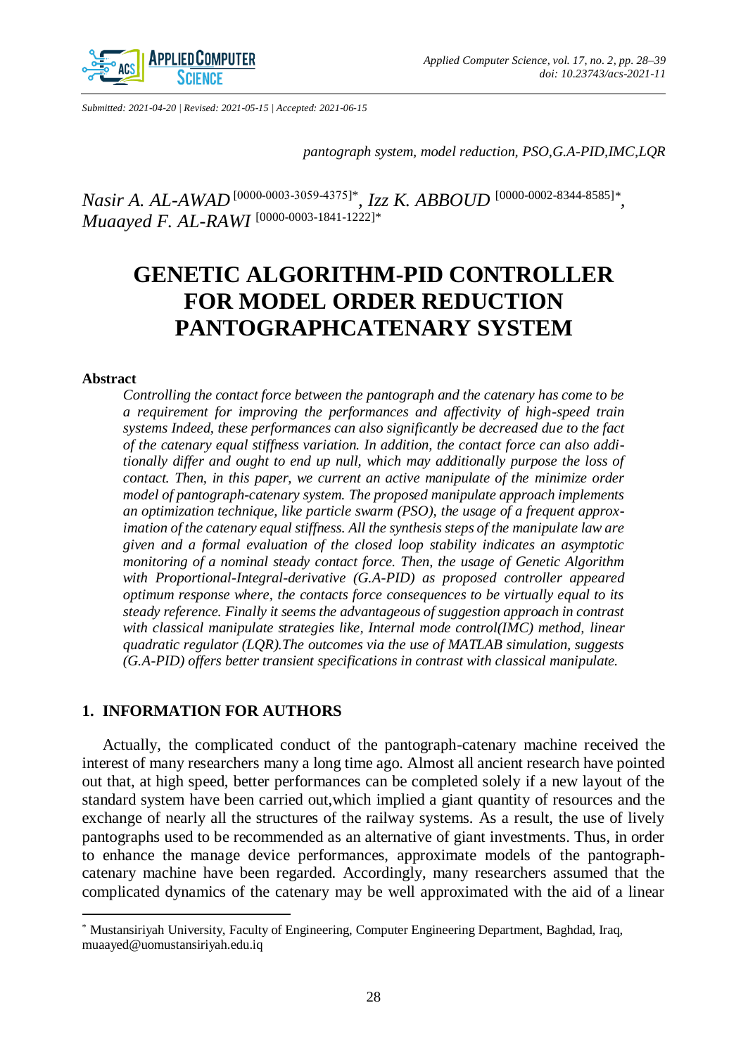Submitted: 2021-04-20 | Revised: 2021-05-15 | Accepted: 2021-06-15

*pantograph system, model reduction, PSO,G.A-PID,IMC,LQR*

*Nasir A. AL-AWAD* [0000-0003-3059-4375]*, *Izz K. ABBOUD* [0000-0002-8344-8585]*, *Muaayed F. AL-RAWI* [0000-0003-1841-1222]*

# GENETIC ALGORITHM-PID CONTROLLER FOR MODEL ORDER REDUCTION PANTOGRAPHCATENARY SYSTEM

### Abstract

*Controlling the contact force between the pantograph and the catenary has come to be a requirement for improving the performances and affectivity of high-speed train systems Indeed, these performances can also significantly be decreased due to the fact of the catenary equal stiffness variation. In addition, the contact force can also additionally differ and ought to end up null, which may additionally purpose the loss of contact. Then, in this paper, we current an active manipulate of the minimize order model of pantograph-catenary system. The proposed manipulate approach implements an optimization technique, like particle swarm (PSO), the usage of a frequent approximation of the catenary equal stiffness. All the synthesis steps of the manipulate law are given and a formal evaluation of the closed loop stability indicates an asymptotic monitoring of a nominal steady contact force. Then, the usage of Genetic Algorithm with Proportional-Integral-derivative (G.A-PID) as proposed controller appeared optimum response where, the contacts force consequences to be virtually equal to its steady reference. Finally it seems the advantageous of suggestion approach in contrast with classical manipulate strategies like, Internal mode control(IMC) method, linear quadratic regulator (LQR).The outcomes via the use of MATLAB simulation, suggests (G.A-PID) offers better transient specifications in contrast with classical manipulate.*

## 1. INFORMATION FOR AUTHORS

Actually, the complicated conduct of the pantograph-catenary machine received the interest of many researchers many a long time ago. Almost all ancient research have pointed out that, at high speed, better performances can be completed solely if a new layout of the standard system have been carried out,which implied a giant quantity of resources and the exchange of nearly all the structures of the railway systems. As a result, the use of lively pantographs used to be recommended as an alternative of giant investments. Thus, in order to enhance the manage device performances, approximate models of the pantograph-catenary machine have been regarded. Accordingly, many researchers assumed that the complicated dynamics of the catenary may be well approximated with the aid of a linear

---

* Mustansiriyah University, Faculty of Engineering, Computer Engineering Department, Baghdad, Iraq, muaayed@uomustansiriyah.edu.iq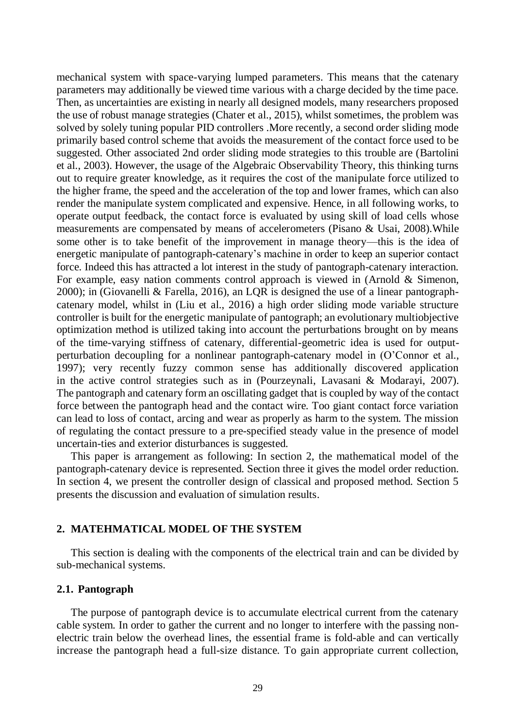mechanical system with space-varying lumped parameters. This means that the catenary parameters may additionally be viewed time various with a charge decided by the time pace. Then, as uncertainties are existing in nearly all designed models, many researchers proposed the use of robust manage strategies (Chater et al., 2015), whilst sometimes, the problem was solved by solely tuning popular PID controllers .More recently, a second order sliding mode primarily based control scheme that avoids the measurement of the contact force used to be suggested. Other associated 2nd order sliding mode strategies to this trouble are (Bartolini et al., 2003). However, the usage of the Algebraic Observability Theory, this thinking turns out to require greater knowledge, as it requires the cost of the manipulate force utilized to the higher frame, the speed and the acceleration of the top and lower frames, which can also render the manipulate system complicated and expensive. Hence, in all following works, to operate output feedback, the contact force is evaluated by using skill of load cells whose measurements are compensated by means of accelerometers (Pisano & Usai, 2008).While some other is to take benefit of the improvement in manage theory—this is the idea of energetic manipulate of pantograph-catenary's machine in order to keep an superior contact force. Indeed this has attracted a lot interest in the study of pantograph-catenary interaction. For example, easy nation comments control approach is viewed in (Arnold & Simenon, 2000); in (Giovanelli & Farella, 2016), an LQR is designed the use of a linear pantograph-catenary model, whilst in (Liu et al., 2016) a high order sliding mode variable structure controller is built for the energetic manipulate of pantograph; an evolutionary multiobjective optimization method is utilized taking into account the perturbations brought on by means of the time-varying stiffness of catenary, differential-geometric idea is used for output-perturbation decoupling for a nonlinear pantograph-catenary model in (O'Connor et al., 1997); very recently fuzzy common sense has additionally discovered application in the active control strategies such as in (Pourzeynali, Lavasani & Modarayi, 2007). The pantograph and catenary form an oscillating gadget that is coupled by way of the contact force between the pantograph head and the contact wire. Too giant contact force variation can lead to loss of contact, arcing and wear as properly as harm to the system. The mission of regulating the contact pressure to a pre-specified steady value in the presence of model uncertain-ties and exterior disturbances is suggested.

This paper is arrangement as following: In section 2, the mathematical model of the pantograph-catenary device is represented. Section three it gives the model order reduction. In section 4, we present the controller design of classical and proposed method. Section 5 presents the discussion and evaluation of simulation results.

## 2. MATEHMATICAL MODEL OF THE SYSTEM

This section is dealing with the components of the electrical train and can be divided by sub-mechanical systems.

### 2.1. Pantograph

The purpose of pantograph device is to accumulate electrical current from the catenary cable system. In order to gather the current and no longer to interfere with the passing non-electric train below the overhead lines, the essential frame is fold-able and can vertically increase the pantograph head a full-size distance. To gain appropriate current collection,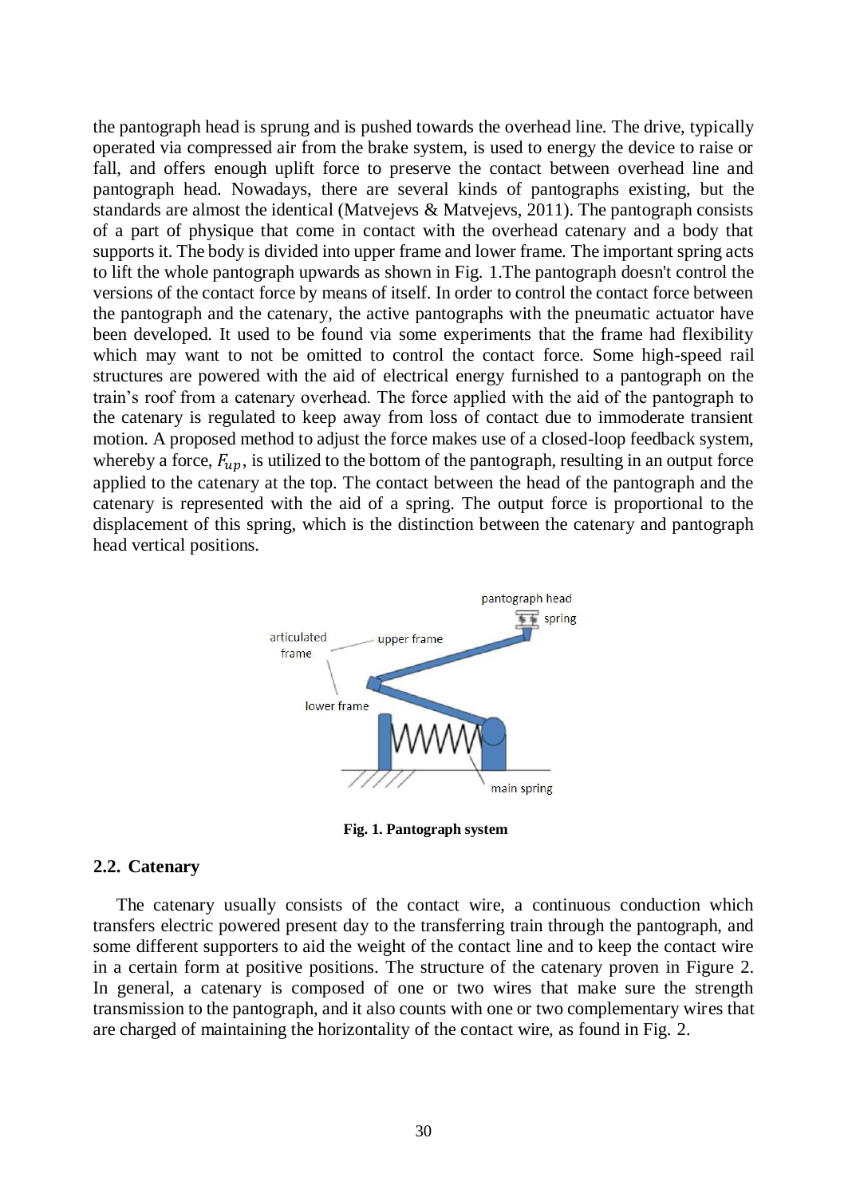the pantograph head is sprung and is pushed towards the overhead line. The drive, typically operated via compressed air from the brake system, is used to energy the device to raise or fall, and offers enough uplift force to preserve the contact between overhead line and pantograph head. Nowadays, there are several kinds of pantographs existing, but the standards are almost the identical (Matvejevs & Matvejevs, 2011). The pantograph consists of a part of physique that come in contact with the overhead catenary and a body that supports it. The body is divided into upper frame and lower frame. The important spring acts to lift the whole pantograph upwards as shown in Fig. 1.The pantograph doesn't control the versions of the contact force by means of itself. In order to control the contact force between the pantograph and the catenary, the active pantographs with the pneumatic actuator have been developed. It used to be found via some experiments that the frame had flexibility which may want to not be omitted to control the contact force. Some high-speed rail structures are powered with the aid of electrical energy furnished to a pantograph on the train's roof from a catenary overhead. The force applied with the aid of the pantograph to the catenary is regulated to keep away from loss of contact due to immoderate transient motion. A proposed method to adjust the force makes use of a closed-loop feedback system, whereby a force, $F_{up}$, is utilized to the bottom of the pantograph, resulting in an output force applied to the catenary at the top. The contact between the head of the pantograph and the catenary is represented with the aid of a spring. The output force is proportional to the displacement of this spring, which is the distinction between the catenary and pantograph head vertical positions.

**Fig. 1. Pantograph system**

## 2.2. Catenary

The catenary usually consists of the contact wire, a continuous conduction which transfers electric powered present day to the transferring train through the pantograph, and some different supporters to aid the weight of the contact line and to keep the contact wire in a certain form at positive positions. The structure of the catenary proven in Figure 2. In general, a catenary is composed of one or two wires that make sure the strength transmission to the pantograph, and it also counts with one or two complementary wires that are charged of maintaining the horizontality of the contact wire, as found in Fig. 2.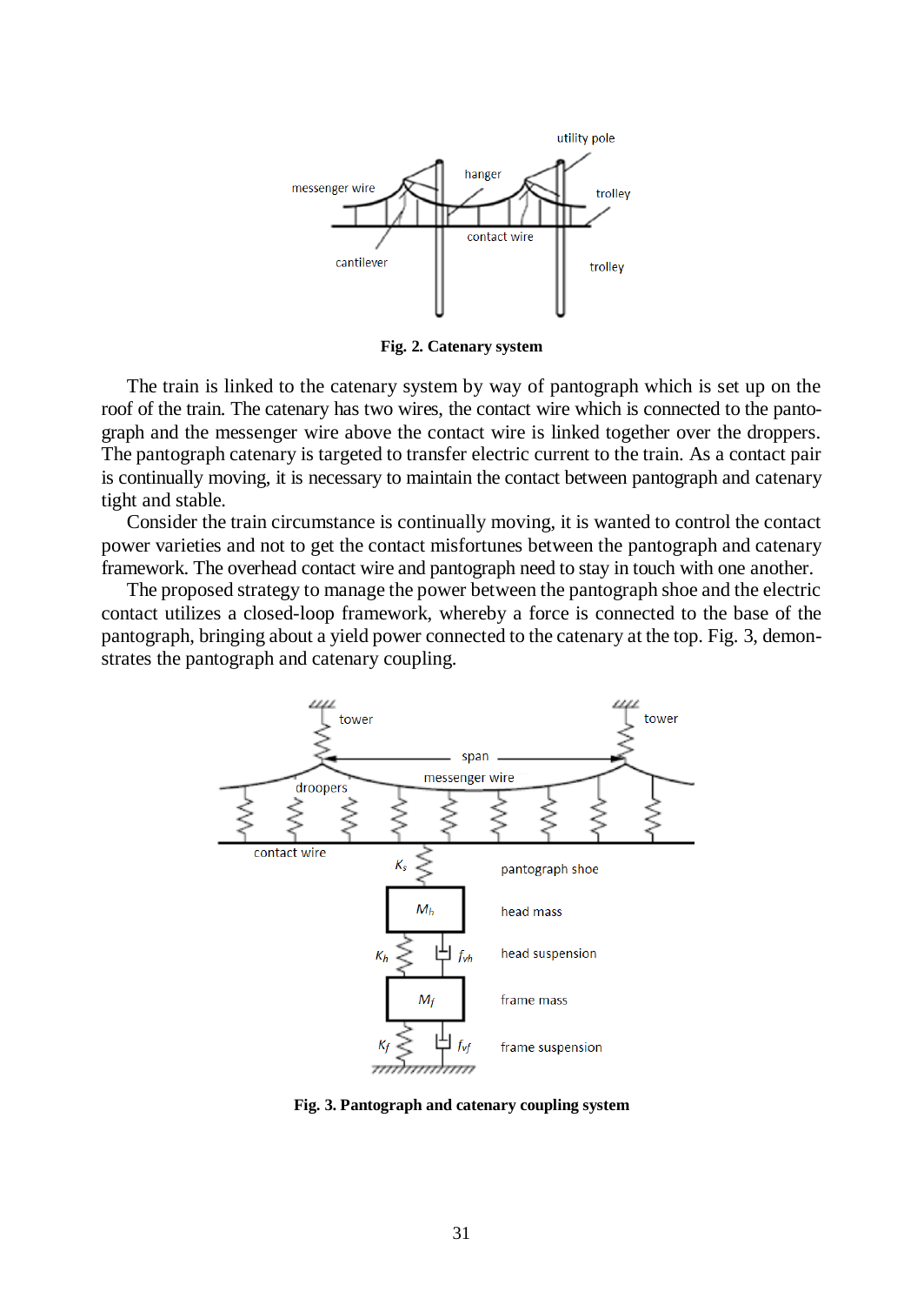**Fig. 2. Catenary system**

The train is linked to the catenary system by way of pantograph which is set up on the roof of the train. The catenary has two wires, the contact wire which is connected to the pantograph and the messenger wire above the contact wire is linked together over the droppers. The pantograph catenary is targeted to transfer electric current to the train. As a contact pair is continually moving, it is necessary to maintain the contact between pantograph and catenary tight and stable.

Consider the train circumstance is continually moving, it is wanted to control the contact power varieties and not to get the contact misfortunes between the pantograph and catenary framework. The overhead contact wire and pantograph need to stay in touch with one another.

The proposed strategy to manage the power between the pantograph shoe and the electric contact utilizes a closed-loop framework, whereby a force is connected to the base of the pantograph, bringing about a yield power connected to the catenary at the top. Fig. 3, demonstrates the pantograph and catenary coupling.

**Fig. 3. Pantograph and catenary coupling system**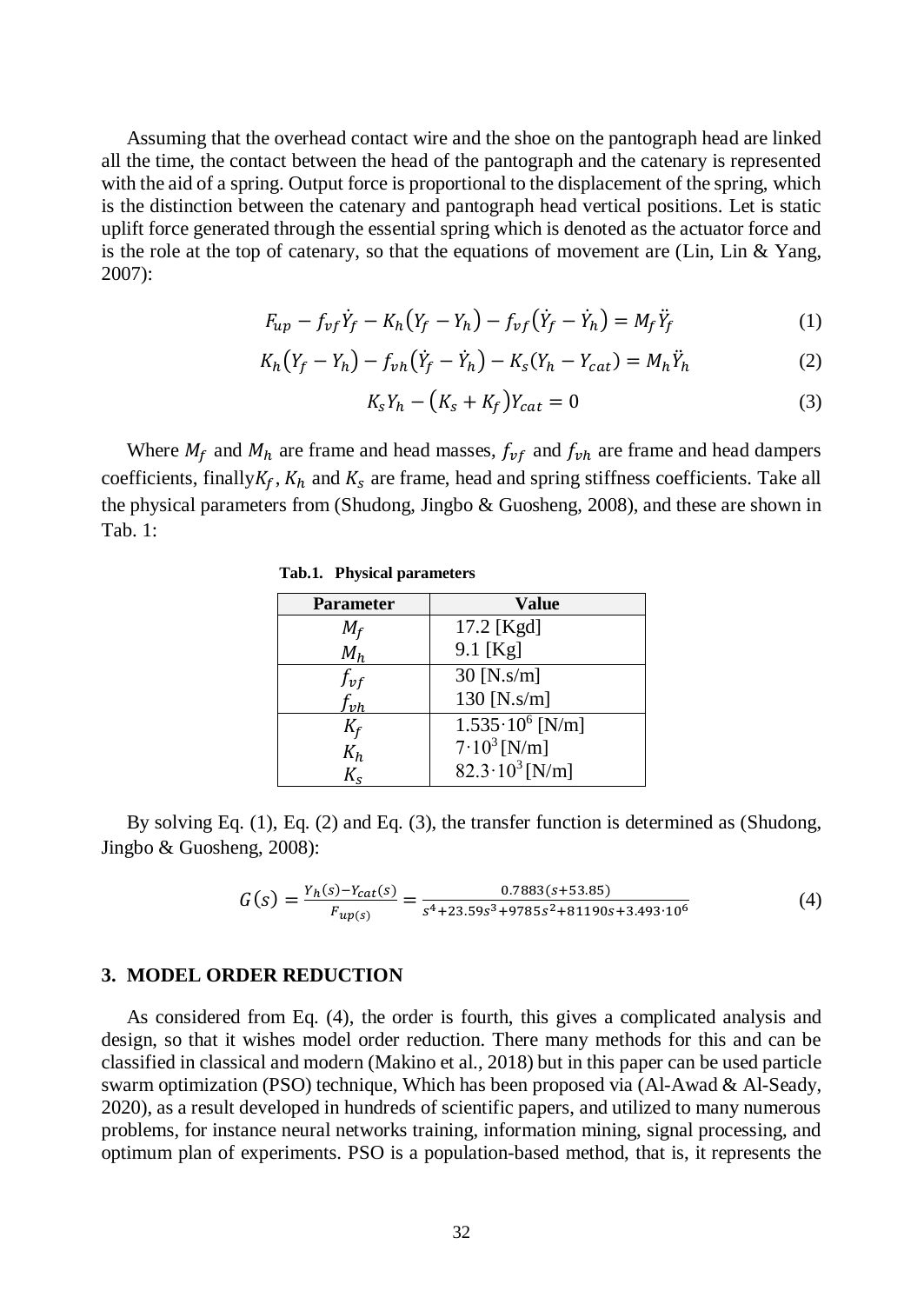Assuming that the overhead contact wire and the shoe on the pantograph head are linked all the time, the contact between the head of the pantograph and the catenary is represented with the aid of a spring. Output force is proportional to the displacement of the spring, which is the distinction between the catenary and pantograph head vertical positions. Let is static uplift force generated through the essential spring which is denoted as the actuator force and is the role at the top of catenary, so that the equations of movement are (Lin, Lin & Yang, 2007):

$$F_{up} - f_{vf}\dot{Y}_f - K_h(Y_f - Y_h) - f_{vf}(\dot{Y}_f - \dot{Y}_h) = M_f\ddot{Y}_f \tag{1}$$

$$K_h(Y_f - Y_h) - f_{vh}(\dot{Y}_f - \dot{Y}_h) - K_s(Y_h - Y_{cat}) = M_h\ddot{Y}_h \tag{2}$$

$$K_sY_h - (K_s + K_f)Y_{cat} = 0 \tag{3}$$

Where $M_f$ and $M_h$ are frame and head masses, $f_{vf}$ and $f_{vh}$ are frame and head dampers coefficients, finally$K_f$, $K_h$ and $K_s$ are frame, head and spring stiffness coefficients. Take all the physical parameters from (Shudong, Jingbo & Guosheng, 2008), and these are shown in Tab. 1:

**Tab.1. Physical parameters**

| Parameter | Value |
|---|---|
| $M_f$ | 17.2 [Kgd] |
| $M_h$ | 9.1 [Kg] |
| $f_{vf}$ | 30 [N.s/m] |
| $f_{vh}$ | 130 [N.s/m] |
| $K_f$ | $1.535 \cdot 10^6$ [N/m] |
| $K_h$ | $7 \cdot 10^3$ [N/m] |
| $K_s$ | $82.3 \cdot 10^3$ [N/m] |

By solving Eq. (1), Eq. (2) and Eq. (3), the transfer function is determined as (Shudong, Jingbo & Guosheng, 2008):

$$G(s) = \frac{Y_h(s) - Y_{cat}(s)}{F_{up(s)}} = \frac{0.7883(s + 53.85)}{s^4 + 23.59s^3 + 9785s^2 + 81190s + 3.493 \cdot 10^6} \tag{4}$$

## 3. MODEL ORDER REDUCTION

As considered from Eq. (4), the order is fourth, this gives a complicated analysis and design, so that it wishes model order reduction. There many methods for this and can be classified in classical and modern (Makino et al., 2018) but in this paper can be used particle swarm optimization (PSO) technique, Which has been proposed via (Al-Awad & Al-Seady, 2020), as a result developed in hundreds of scientific papers, and utilized to many numerous problems, for instance neural networks training, information mining, signal processing, and optimum plan of experiments. PSO is a population-based method, that is, it represents the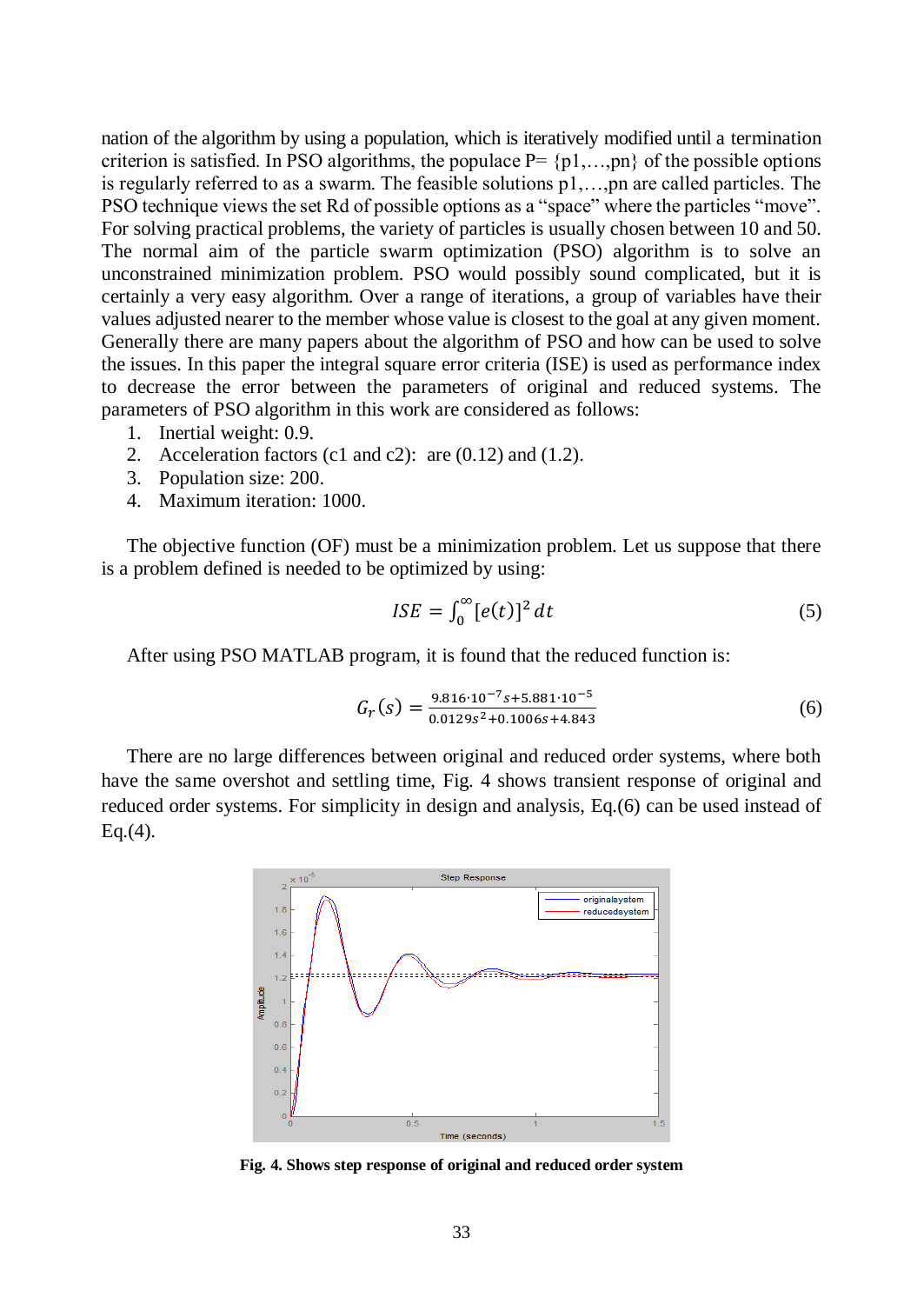nation of the algorithm by using a population, which is iteratively modified until a termination criterion is satisfied. In PSO algorithms, the populace P= {p1,…,pn} of the possible options is regularly referred to as a swarm. The feasible solutions p1,…,pn are called particles. The PSO technique views the set Rd of possible options as a "space" where the particles "move". For solving practical problems, the variety of particles is usually chosen between 10 and 50. The normal aim of the particle swarm optimization (PSO) algorithm is to solve an unconstrained minimization problem. PSO would possibly sound complicated, but it is certainly a very easy algorithm. Over a range of iterations, a group of variables have their values adjusted nearer to the member whose value is closest to the goal at any given moment. Generally there are many papers about the algorithm of PSO and how can be used to solve the issues. In this paper the integral square error criteria (ISE) is used as performance index to decrease the error between the parameters of original and reduced systems. The parameters of PSO algorithm in this work are considered as follows:

1. Inertial weight: 0.9.
2. Acceleration factors (c1 and c2): are (0.12) and (1.2).
3. Population size: 200.
4. Maximum iteration: 1000.

The objective function (OF) must be a minimization problem. Let us suppose that there is a problem defined is needed to be optimized by using:

$$ISE = \int_0^\infty [e(t)]^2 \, dt \tag{5}$$

After using PSO MATLAB program, it is found that the reduced function is:

$$G_r(s) = \frac{9.816 \cdot 10^{-7} s + 5.881 \cdot 10^{-5}}{0.0129 s^2 + 0.1006 s + 4.843} \tag{6}$$

There are no large differences between original and reduced order systems, where both have the same overshot and settling time, Fig. 4 shows transient response of original and reduced order systems. For simplicity in design and analysis, Eq.(6) can be used instead of Eq.(4).

**Fig. 4. Shows step response of original and reduced order system**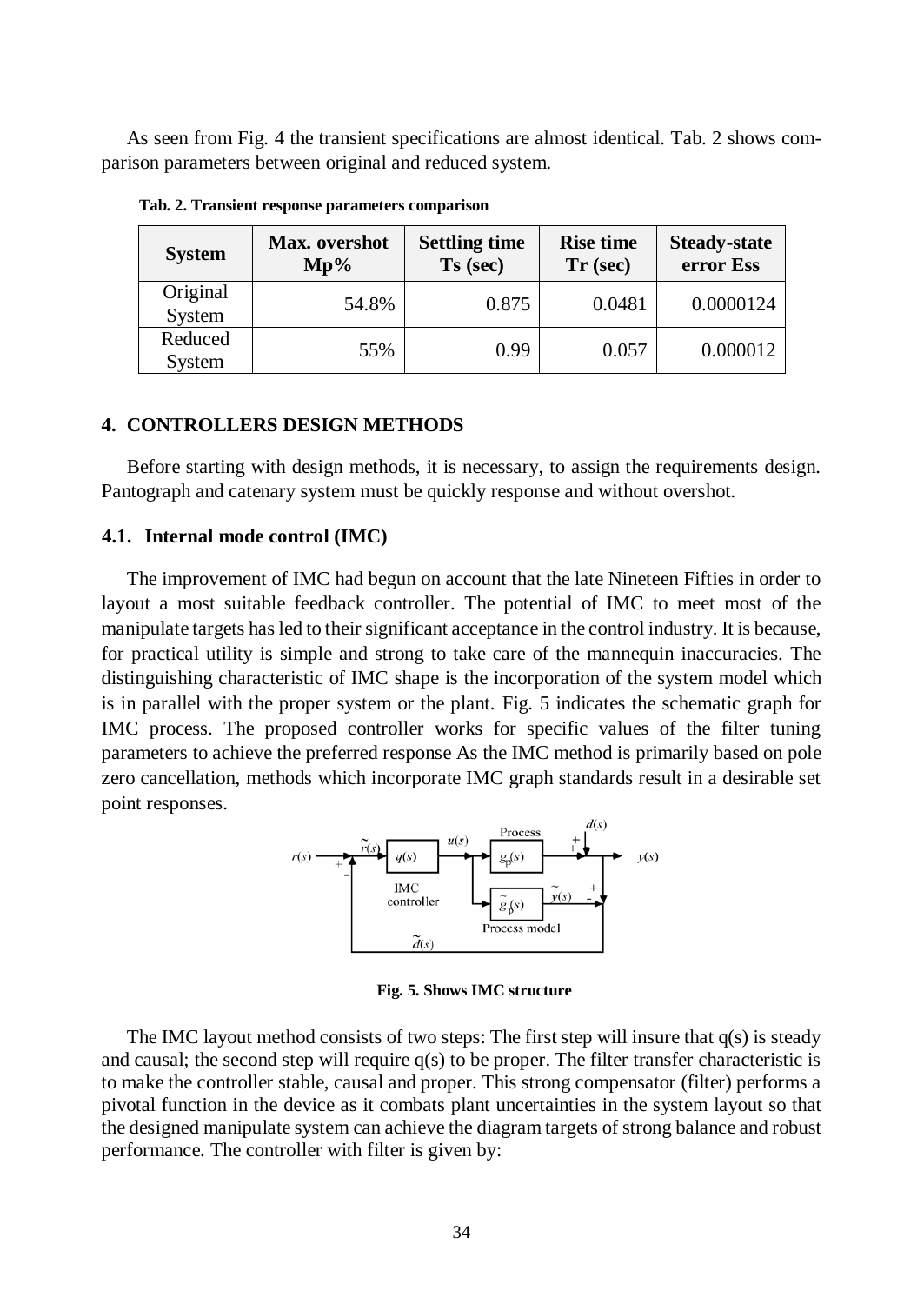As seen from Fig. 4 the transient specifications are almost identical. Tab. 2 shows comparison parameters between original and reduced system.

**Tab. 2. Transient response parameters comparison**

| System | Max. overshoot Mp% | Settling time Ts (sec) | Rise time Tr (sec) | Steady-state error Ess |
|---|---|---|---|---|
| Original System | 54.8% | 0.875 | 0.0481 | 0.0000124 |
| Reduced System | 55% | 0.99 | 0.057 | 0.000012 |

## 4. CONTROLLERS DESIGN METHODS

Before starting with design methods, it is necessary, to assign the requirements design. Pantograph and catenary system must be quickly response and without overshot.

### 4.1. Internal mode control (IMC)

The improvement of IMC had begun on account that the late Nineteen Fifties in order to layout a most suitable feedback controller. The potential of IMC to meet most of the manipulate targets has led to their significant acceptance in the control industry. It is because, for practical utility is simple and strong to take care of the mannequin inaccuracies. The distinguishing characteristic of IMC shape is the incorporation of the system model which is in parallel with the proper system or the plant. Fig. 5 indicates the schematic graph for IMC process. The proposed controller works for specific values of the filter tuning parameters to achieve the preferred response As the IMC method is primarily based on pole zero cancellation, methods which incorporate IMC graph standards result in a desirable set point responses.

Fig. 5. Shows IMC structure

The IMC layout method consists of two steps: The first step will insure that q(s) is steady and causal; the second step will require q(s) to be proper. The filter transfer characteristic is to make the controller stable, causal and proper. This strong compensator (filter) performs a pivotal function in the device as it combats plant uncertainties in the system layout so that the designed manipulate system can achieve the diagram targets of strong balance and robust performance. The controller with filter is given by: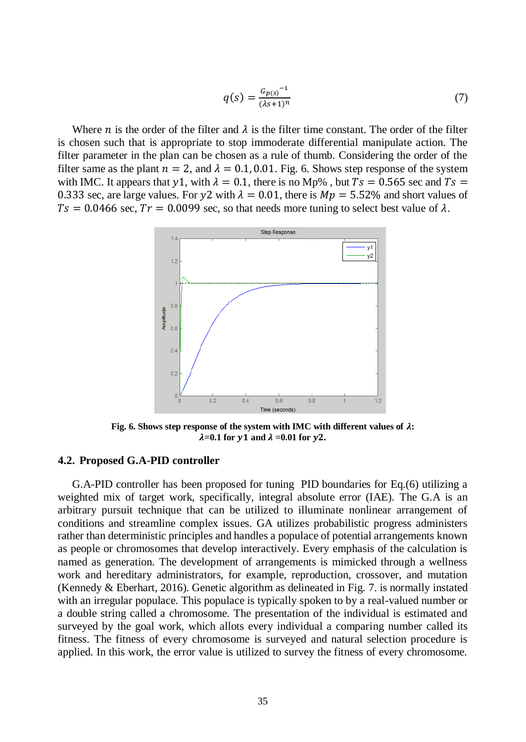$$q(s) = \frac{G_{p(s)}^{-1}}{(\lambda s+1)^n} \tag{7}$$

Where $n$ is the order of the filter and $\lambda$ is the filter time constant. The order of the filter is chosen such that is appropriate to stop immoderate differential manipulate action. The filter parameter in the plan can be chosen as a rule of thumb. Considering the order of the filter same as the plant $n = 2$, and $\lambda = 0.1, 0.01$. Fig. 6. Shows step response of the system with IMC. It appears that $y1$, with $\lambda = 0.1$, there is no Mp% , but $Ts = 0.565$ sec and $Ts = 0.333$ sec, are large values. For $y2$ with $\lambda = 0.01$, there is $Mp = 5.52\%$ and short values of $Ts = 0.0466$ sec, $Tr = 0.0099$ sec, so that needs more tuning to select best value of $\lambda$.

**Fig. 6. Shows step response of the system with IMC with different values of $\lambda$: $\lambda$=0.1 for $y1$ and $\lambda$ =0.01 for $y2$.**

### 4.2. Proposed G.A-PID controller

G.A-PID controller has been proposed for tuning PID boundaries for Eq.(6) utilizing a weighted mix of target work, specifically, integral absolute error (IAE). The G.A is an arbitrary pursuit technique that can be utilized to illuminate nonlinear arrangement of conditions and streamline complex issues. GA utilizes probabilistic progress administers rather than deterministic principles and handles a populace of potential arrangements known as people or chromosomes that develop interactively. Every emphasis of the calculation is named as generation. The development of arrangements is mimicked through a wellness work and hereditary administrators, for example, reproduction, crossover, and mutation (Kennedy & Eberhart, 2016). Genetic algorithm as delineated in Fig. 7. is normally instated with an irregular populace. This populace is typically spoken to by a real-valued number or a double string called a chromosome. The presentation of the individual is estimated and surveyed by the goal work, which allots every individual a comparing number called its fitness. The fitness of every chromosome is surveyed and natural selection procedure is applied. In this work, the error value is utilized to survey the fitness of every chromosome.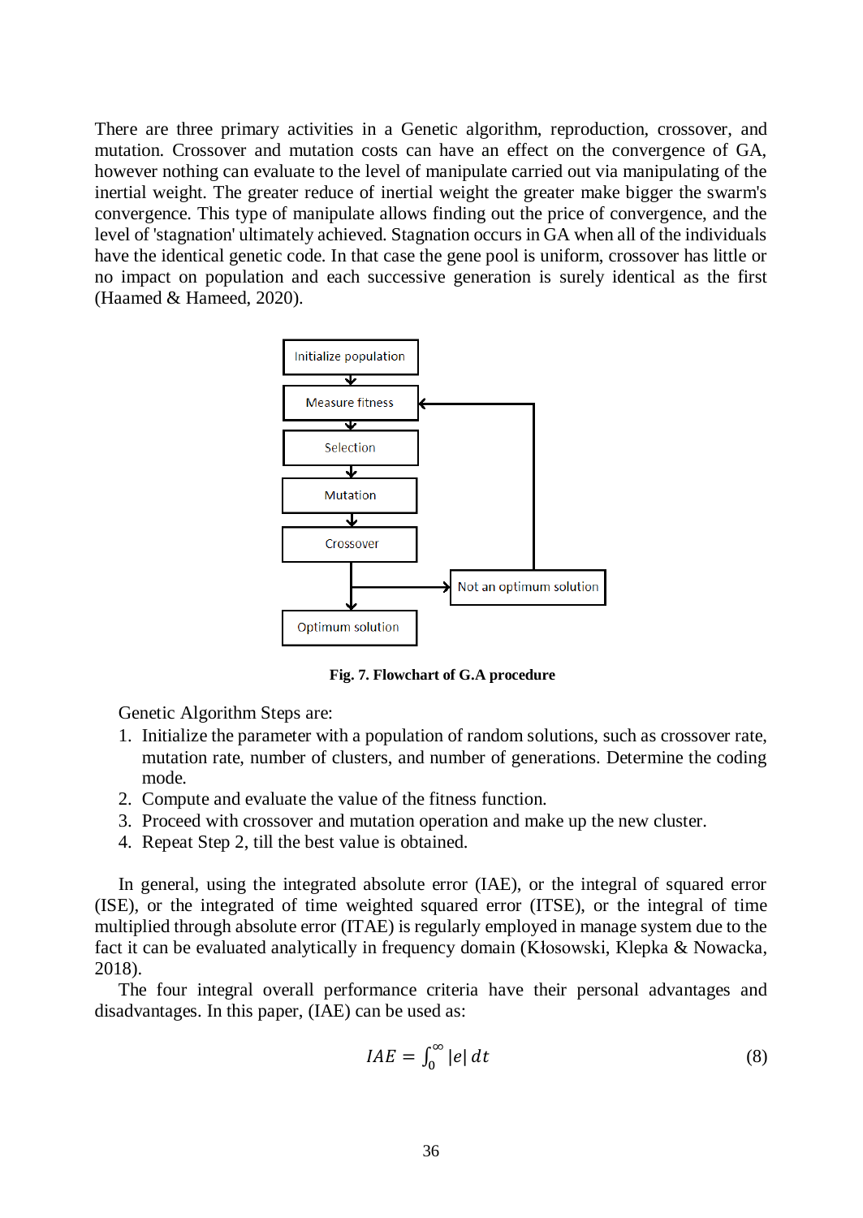There are three primary activities in a Genetic algorithm, reproduction, crossover, and mutation. Crossover and mutation costs can have an effect on the convergence of GA, however nothing can evaluate to the level of manipulate carried out via manipulating of the inertial weight. The greater reduce of inertial weight the greater make bigger the swarm's convergence. This type of manipulate allows finding out the price of convergence, and the level of 'stagnation' ultimately achieved. Stagnation occurs in GA when all of the individuals have the identical genetic code. In that case the gene pool is uniform, crossover has little or no impact on population and each successive generation is surely identical as the first (Haamed & Hameed, 2020).

Initialize population → Measure fitness → Selection → Mutation → Crossover → Optimum solution / Not an optimum solution (→ Measure fitness)

**Fig. 7. Flowchart of G.A procedure**

Genetic Algorithm Steps are:

1. Initialize the parameter with a population of random solutions, such as crossover rate, mutation rate, number of clusters, and number of generations. Determine the coding mode.
2. Compute and evaluate the value of the fitness function.
3. Proceed with crossover and mutation operation and make up the new cluster.
4. Repeat Step 2, till the best value is obtained.

In general, using the integrated absolute error (IAE), or the integral of squared error (ISE), or the integrated of time weighted squared error (ITSE), or the integral of time multiplied through absolute error (ITAE) is regularly employed in manage system due to the fact it can be evaluated analytically in frequency domain (Kłosowski, Klepka & Nowacka, 2018).

The four integral overall performance criteria have their personal advantages and disadvantages. In this paper, (IAE) can be used as:

$$IAE = \int_0^{\infty} |e| \, dt \tag{8}$$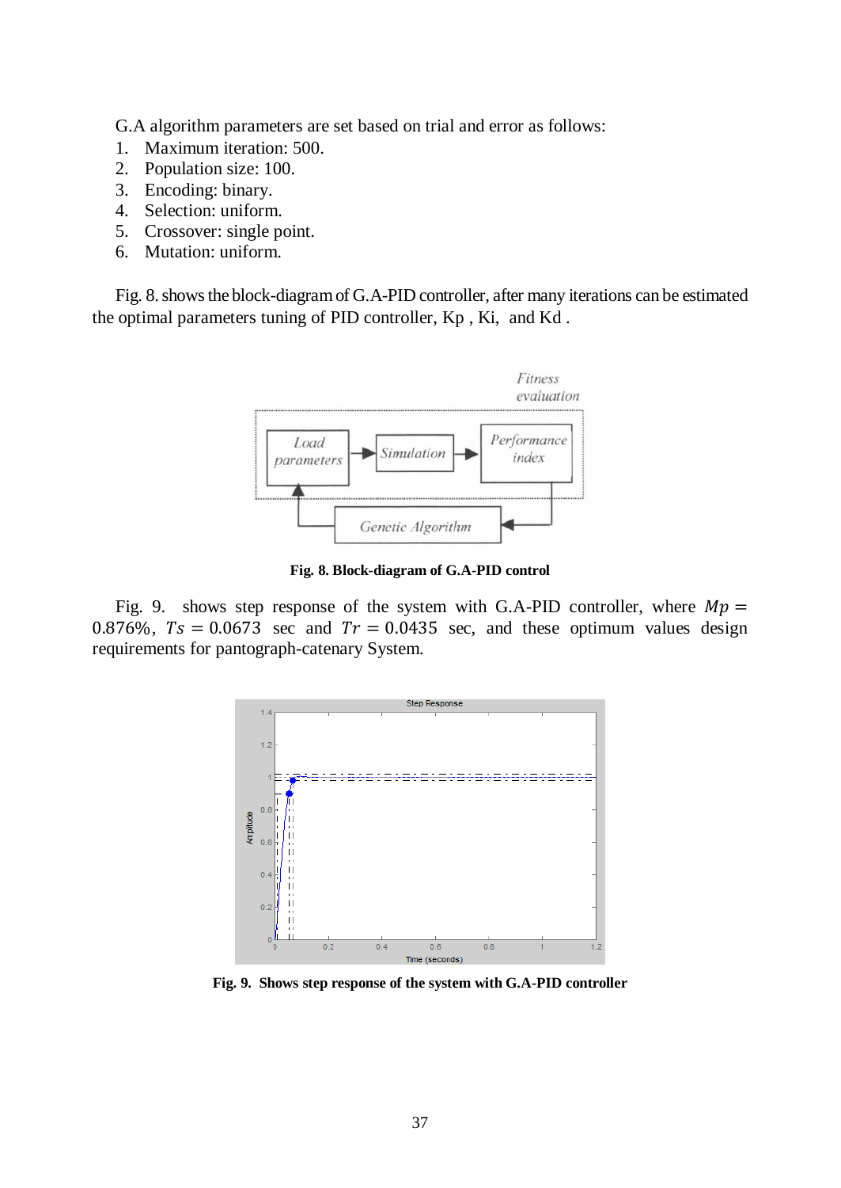G.A algorithm parameters are set based on trial and error as follows:

1. Maximum iteration: 500.
2. Population size: 100.
3. Encoding: binary.
4. Selection: uniform.
5. Crossover: single point.
6. Mutation: uniform.

Fig. 8. shows the block-diagram of G.A-PID controller, after many iterations can be estimated the optimal parameters tuning of PID controller, Kp , Ki, and Kd .

**Fig. 8. Block-diagram of G.A-PID control**

Fig. 9. shows step response of the system with G.A-PID controller, where $Mp = 0.876\%$, $Ts = 0.0673$ sec and $Tr = 0.0435$ sec, and these optimum values design requirements for pantograph-catenary System.

**Fig. 9. Shows step response of the system with G.A-PID controller**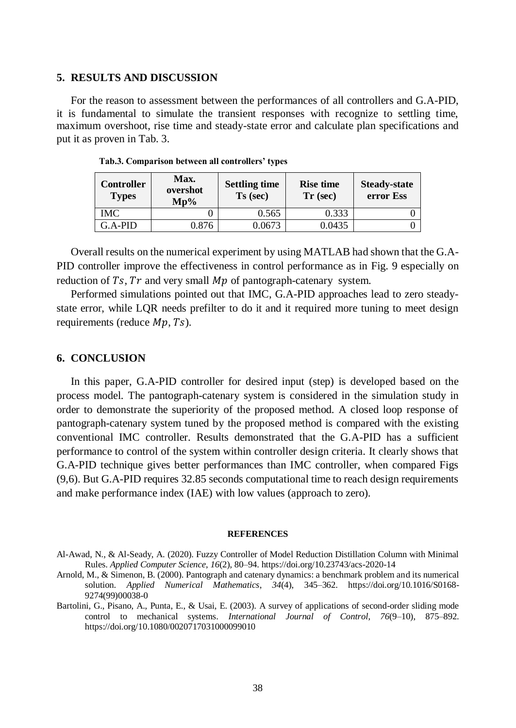## 5. RESULTS AND DISCUSSION

For the reason to assessment between the performances of all controllers and G.A-PID, it is fundamental to simulate the transient responses with recognize to settling time, maximum overshoot, rise time and steady-state error and calculate plan specifications and put it as proven in Tab. 3.

**Tab.3. Comparison between all controllers' types**

| Controller Types | Max. overshot Mp% | Settling time Ts (sec) | Rise time Tr (sec) | Steady-state error Ess |
|---|---|---|---|---|
| IMC | 0 | 0.565 | 0.333 | 0 |
| G.A-PID | 0.876 | 0.0673 | 0.0435 | 0 |

Overall results on the numerical experiment by using MATLAB had shown that the G.A-PID controller improve the effectiveness in control performance as in Fig. 9 especially on reduction of $Ts$, $Tr$ and very small $Mp$ of pantograph-catenary system.

Performed simulations pointed out that IMC, G.A-PID approaches lead to zero steady-state error, while LQR needs prefilter to do it and it required more tuning to meet design requirements (reduce $Mp$, $Ts$).

## 6. CONCLUSION

In this paper, G.A-PID controller for desired input (step) is developed based on the process model. The pantograph-catenary system is considered in the simulation study in order to demonstrate the superiority of the proposed method. A closed loop response of pantograph-catenary system tuned by the proposed method is compared with the existing conventional IMC controller. Results demonstrated that the G.A-PID has a sufficient performance to control of the system within controller design criteria. It clearly shows that G.A-PID technique gives better performances than IMC controller, when compared Figs (9,6). But G.A-PID requires 32.85 seconds computational time to reach design requirements and make performance index (IAE) with low values (approach to zero).

#### REFERENCES

Al-Awad, N., & Al-Seady, A. (2020). Fuzzy Controller of Model Reduction Distillation Column with Minimal Rules. *Applied Computer Science*, *16*(2), 80–94. https://doi.org/10.23743/acs-2020-14

Arnold, M., & Simenon, B. (2000). Pantograph and catenary dynamics: a benchmark problem and its numerical solution. *Applied Numerical Mathematics*, *34*(4), 345–362. https://doi.org/10.1016/S0168-9274(99)00038-0

Bartolini, G., Pisano, A., Punta, E., & Usai, E. (2003). A survey of applications of second-order sliding mode control to mechanical systems. *International Journal of Control*, *76*(9–10), 875–892. https://doi.org/10.1080/0020717031000099010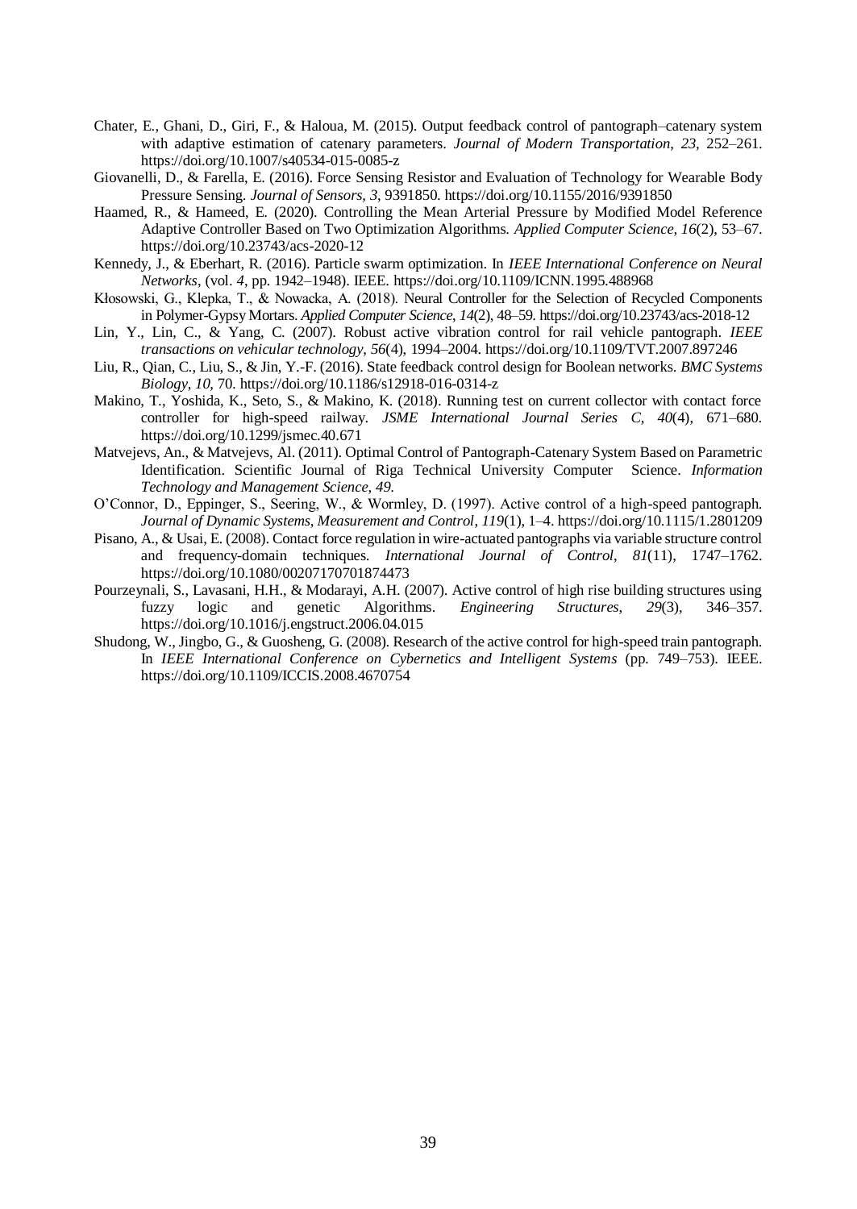Chater, E., Ghani, D., Giri, F., & Haloua, M. (2015). Output feedback control of pantograph–catenary system with adaptive estimation of catenary parameters. *Journal of Modern Transportation*, *23*, 252–261. https://doi.org/10.1007/s40534-015-0085-z

Giovanelli, D., & Farella, E. (2016). Force Sensing Resistor and Evaluation of Technology for Wearable Body Pressure Sensing. *Journal of Sensors*, *3*, 9391850. https://doi.org/10.1155/2016/9391850

Haamed, R., & Hameed, E. (2020). Controlling the Mean Arterial Pressure by Modified Model Reference Adaptive Controller Based on Two Optimization Algorithms. *Applied Computer Science*, *16*(2), 53–67. https://doi.org/10.23743/acs-2020-12

Kennedy, J., & Eberhart, R. (2016). Particle swarm optimization. In *IEEE International Conference on Neural Networks*, (vol. *4*, pp. 1942–1948). IEEE. https://doi.org/10.1109/ICNN.1995.488968

Kłosowski, G., Klepka, T., & Nowacka, A. (2018). Neural Controller for the Selection of Recycled Components in Polymer-Gypsy Mortars. *Applied Computer Science*, *14*(2), 48–59. https://doi.org/10.23743/acs-2018-12

Lin, Y., Lin, C., & Yang, C. (2007). Robust active vibration control for rail vehicle pantograph. *IEEE transactions on vehicular technology*, *56*(4), 1994–2004. https://doi.org/10.1109/TVT.2007.897246

Liu, R., Qian, C., Liu, S., & Jin, Y.-F. (2016). State feedback control design for Boolean networks. *BMC Systems Biology*, *10*, 70. https://doi.org/10.1186/s12918-016-0314-z

Makino, T., Yoshida, K., Seto, S., & Makino, K. (2018). Running test on current collector with contact force controller for high-speed railway. *JSME International Journal Series C*, *40*(4), 671–680. https://doi.org/10.1299/jsmec.40.671

Matvejevs, An., & Matvejevs, Al. (2011). Optimal Control of Pantograph-Catenary System Based on Parametric Identification. Scientific Journal of Riga Technical University Computer Science. *Information Technology and Management Science*, *49*.

O'Connor, D., Eppinger, S., Seering, W., & Wormley, D. (1997). Active control of a high-speed pantograph. *Journal of Dynamic Systems, Measurement and Control*, *119*(1), 1–4. https://doi.org/10.1115/1.2801209

Pisano, A., & Usai, E. (2008). Contact force regulation in wire-actuated pantographs via variable structure control and frequency-domain techniques. *International Journal of Control*, *81*(11), 1747–1762. https://doi.org/10.1080/00207170701874473

Pourzeynali, S., Lavasani, H.H., & Modarayi, A.H. (2007). Active control of high rise building structures using fuzzy logic and genetic Algorithms. *Engineering Structures*, *29*(3), 346–357. https://doi.org/10.1016/j.engstruct.2006.04.015

Shudong, W., Jingbo, G., & Guosheng, G. (2008). Research of the active control for high-speed train pantograph. In *IEEE International Conference on Cybernetics and Intelligent Systems* (pp. 749–753). IEEE. https://doi.org/10.1109/ICCIS.2008.4670754